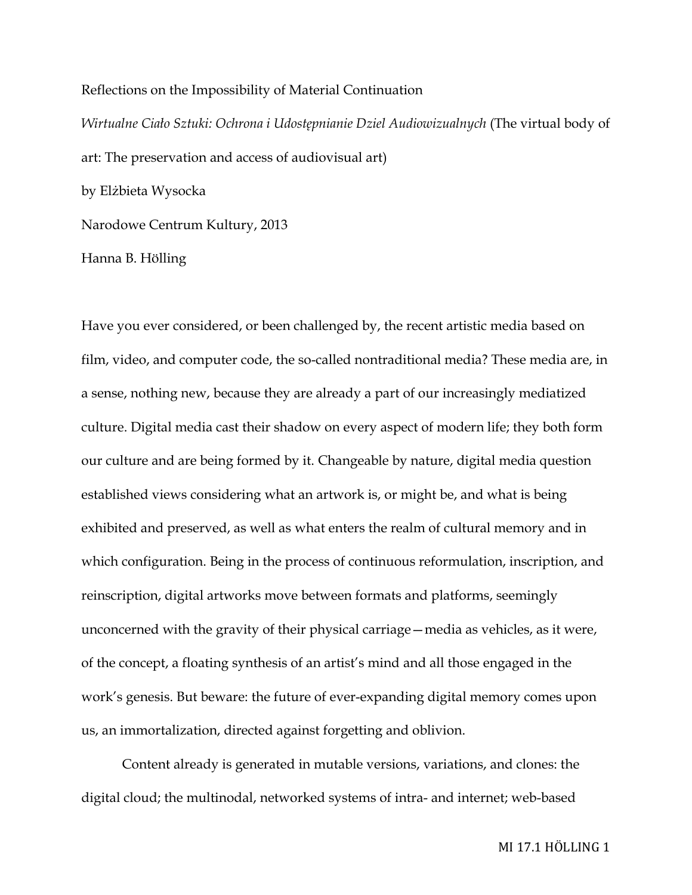Reflections on the Impossibility of Material Continuation

*Wirtualne Ciało Sztuki: Ochrona i Udostępnianie Dziel Audiowizualnych* (The virtual body of art: The preservation and access of audiovisual art)

by Elżbieta Wysocka

Narodowe Centrum Kultury, 2013

Hanna B. Hölling

Have you ever considered, or been challenged by, the recent artistic media based on film, video, and computer code, the so-called nontraditional media? These media are, in a sense, nothing new, because they are already a part of our increasingly mediatized culture. Digital media cast their shadow on every aspect of modern life; they both form our culture and are being formed by it. Changeable by nature, digital media question established views considering what an artwork is, or might be, and what is being exhibited and preserved, as well as what enters the realm of cultural memory and in which configuration. Being in the process of continuous reformulation, inscription, and reinscription, digital artworks move between formats and platforms, seemingly unconcerned with the gravity of their physical carriage—media as vehicles, as it were, of the concept, a floating synthesis of an artist's mind and all those engaged in the work's genesis. But beware: the future of ever-expanding digital memory comes upon us, an immortalization, directed against forgetting and oblivion.

Content already is generated in mutable versions, variations, and clones: the digital cloud; the multinodal, networked systems of intra- and internet; web-based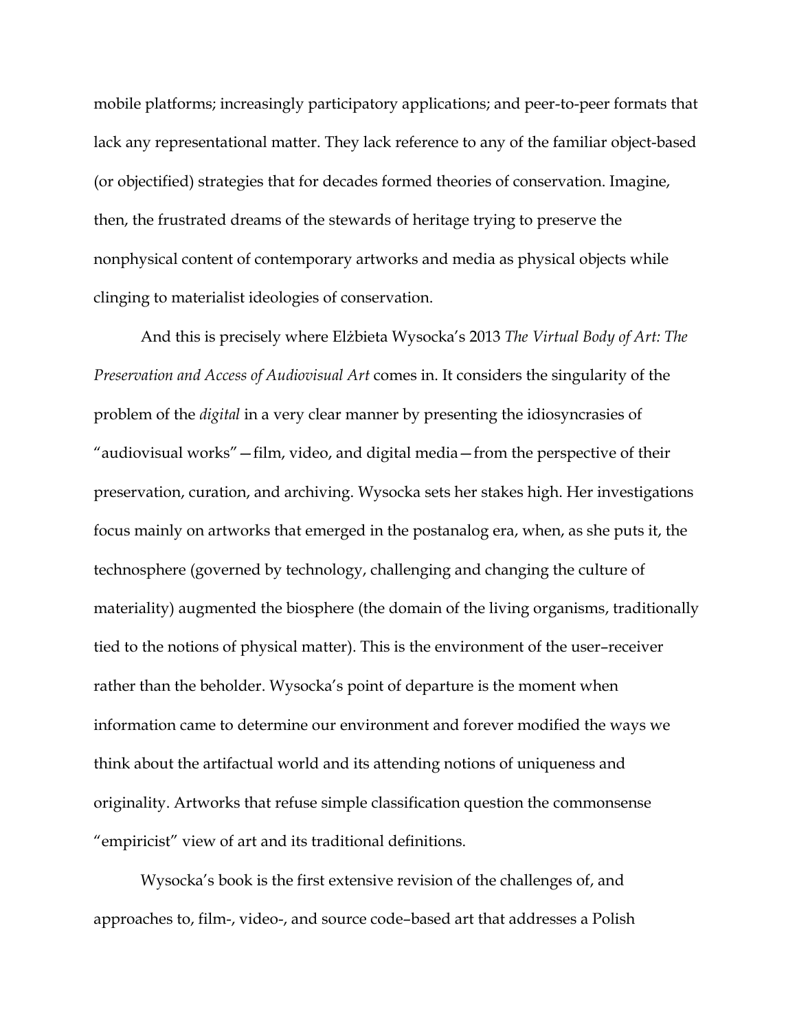mobile platforms; increasingly participatory applications; and peer-to-peer formats that lack any representational matter. They lack reference to any of the familiar object-based (or objectified) strategies that for decades formed theories of conservation. Imagine, then, the frustrated dreams of the stewards of heritage trying to preserve the nonphysical content of contemporary artworks and media as physical objects while clinging to materialist ideologies of conservation.

And this is precisely where Elżbieta Wysocka's 2013 *The Virtual Body of Art: The Preservation and Access of Audiovisual Art* comes in. It considers the singularity of the problem of the *digital* in a very clear manner by presenting the idiosyncrasies of "audiovisual works"—film, video, and digital media—from the perspective of their preservation, curation, and archiving. Wysocka sets her stakes high. Her investigations focus mainly on artworks that emerged in the postanalog era, when, as she puts it, the technosphere (governed by technology, challenging and changing the culture of materiality) augmented the biosphere (the domain of the living organisms, traditionally tied to the notions of physical matter). This is the environment of the user–receiver rather than the beholder. Wysocka's point of departure is the moment when information came to determine our environment and forever modified the ways we think about the artifactual world and its attending notions of uniqueness and originality. Artworks that refuse simple classification question the commonsense "empiricist" view of art and its traditional definitions.

Wysocka's book is the first extensive revision of the challenges of, and approaches to, film-, video-, and source code–based art that addresses a Polish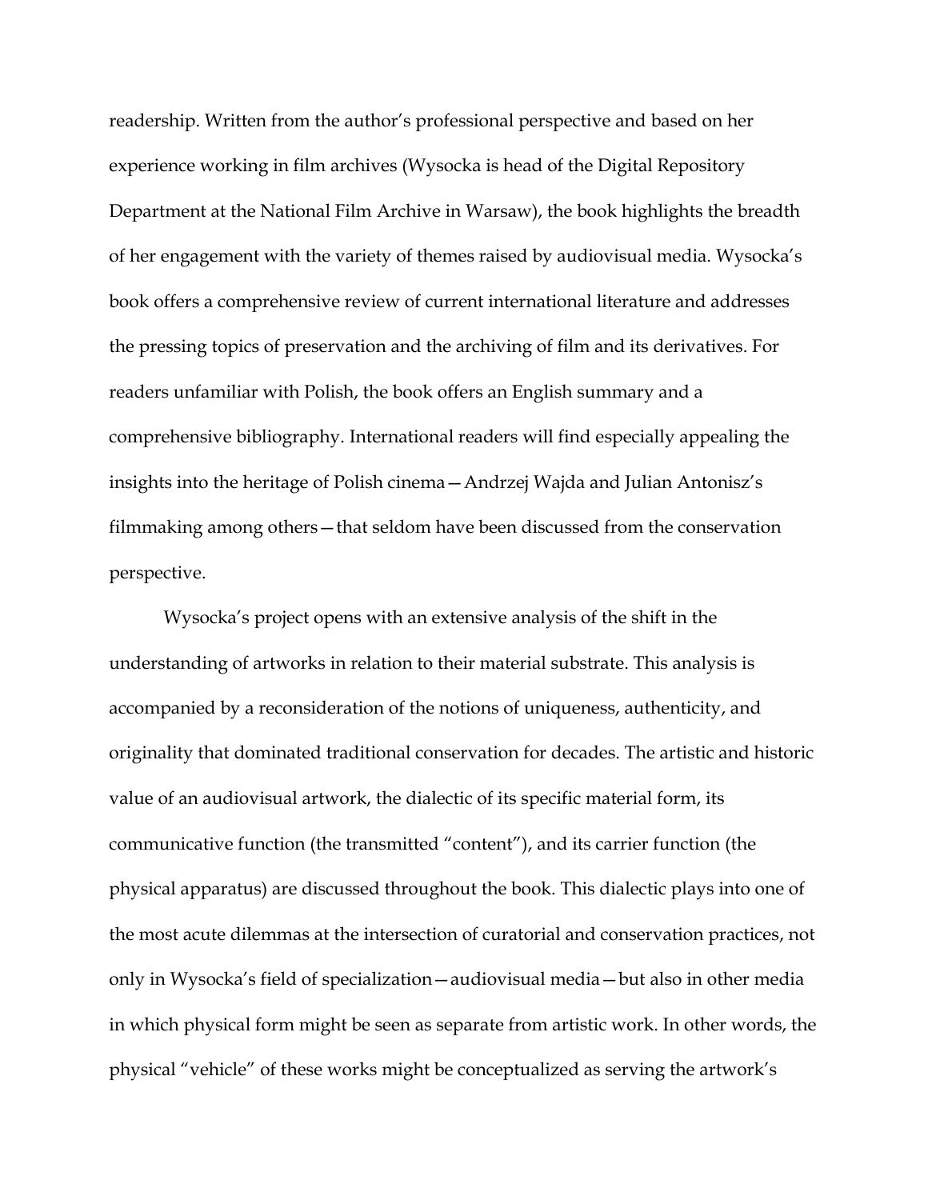readership. Written from the author's professional perspective and based on her experience working in film archives (Wysocka is head of the Digital Repository Department at the National Film Archive in Warsaw), the book highlights the breadth of her engagement with the variety of themes raised by audiovisual media. Wysocka's book offers a comprehensive review of current international literature and addresses the pressing topics of preservation and the archiving of film and its derivatives. For readers unfamiliar with Polish, the book offers an English summary and a comprehensive bibliography. International readers will find especially appealing the insights into the heritage of Polish cinema—Andrzej Wajda and Julian Antonisz's filmmaking among others—that seldom have been discussed from the conservation perspective.

Wysocka's project opens with an extensive analysis of the shift in the understanding of artworks in relation to their material substrate. This analysis is accompanied by a reconsideration of the notions of uniqueness, authenticity, and originality that dominated traditional conservation for decades. The artistic and historic value of an audiovisual artwork, the dialectic of its specific material form, its communicative function (the transmitted "content"), and its carrier function (the physical apparatus) are discussed throughout the book. This dialectic plays into one of the most acute dilemmas at the intersection of curatorial and conservation practices, not only in Wysocka's field of specialization—audiovisual media—but also in other media in which physical form might be seen as separate from artistic work. In other words, the physical "vehicle" of these works might be conceptualized as serving the artwork's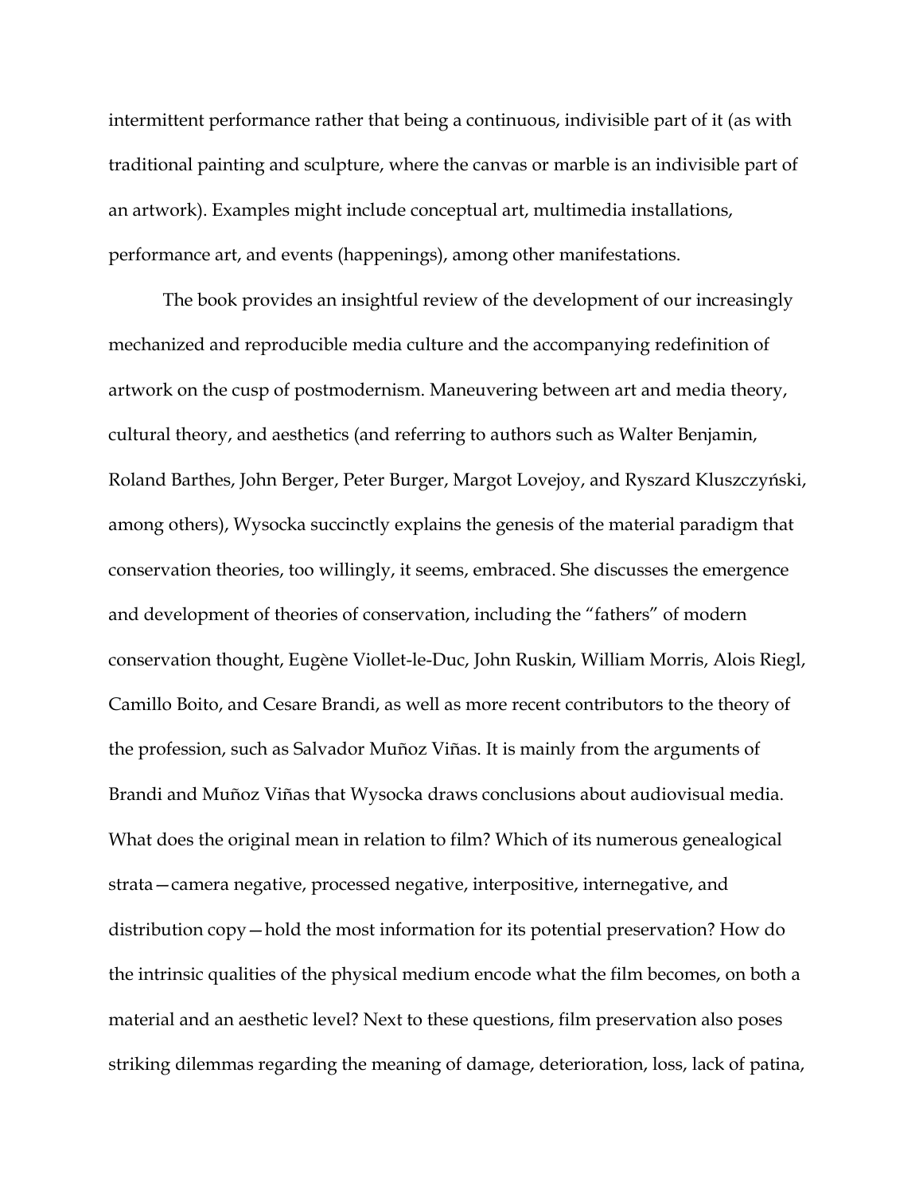intermittent performance rather that being a continuous, indivisible part of it (as with traditional painting and sculpture, where the canvas or marble is an indivisible part of an artwork). Examples might include conceptual art, multimedia installations, performance art, and events (happenings), among other manifestations.

The book provides an insightful review of the development of our increasingly mechanized and reproducible media culture and the accompanying redefinition of artwork on the cusp of postmodernism. Maneuvering between art and media theory, cultural theory, and aesthetics (and referring to authors such as Walter Benjamin, Roland Barthes, John Berger, Peter Burger, Margot Lovejoy, and Ryszard Kluszczyński, among others), Wysocka succinctly explains the genesis of the material paradigm that conservation theories, too willingly, it seems, embraced. She discusses the emergence and development of theories of conservation, including the "fathers" of modern conservation thought, Eugène Viollet-le-Duc, John Ruskin, William Morris, Alois Riegl, Camillo Boito, and Cesare Brandi, as well as more recent contributors to the theory of the profession, such as Salvador Muñoz Viñas. It is mainly from the arguments of Brandi and Muñoz Viñas that Wysocka draws conclusions about audiovisual media. What does the original mean in relation to film? Which of its numerous genealogical strata—camera negative, processed negative, interpositive, internegative, and distribution copy—hold the most information for its potential preservation? How do the intrinsic qualities of the physical medium encode what the film becomes, on both a material and an aesthetic level? Next to these questions, film preservation also poses striking dilemmas regarding the meaning of damage, deterioration, loss, lack of patina,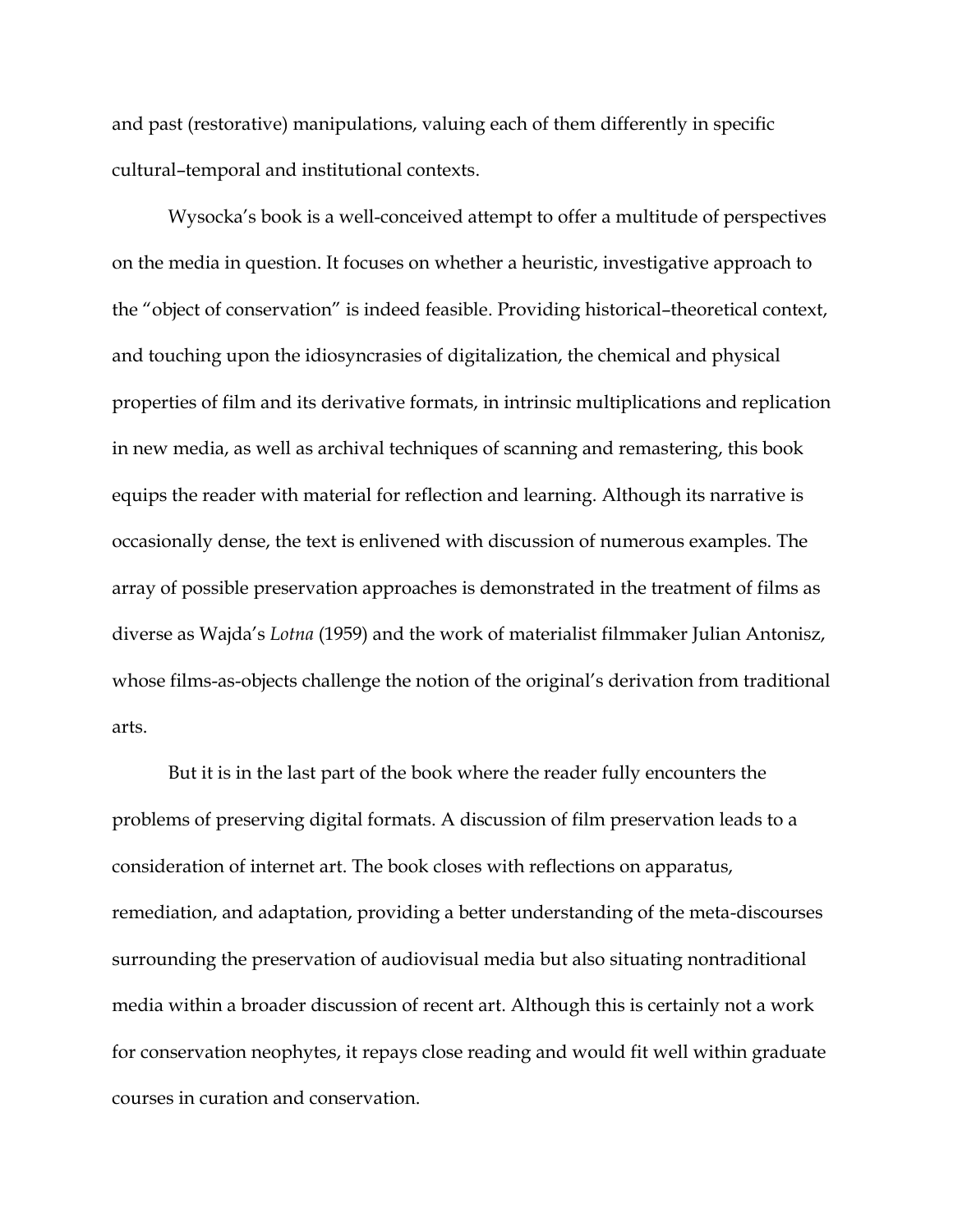and past (restorative) manipulations, valuing each of them differently in specific cultural–temporal and institutional contexts.

Wysocka's book is a well-conceived attempt to offer a multitude of perspectives on the media in question. It focuses on whether a heuristic, investigative approach to the "object of conservation" is indeed feasible. Providing historical–theoretical context, and touching upon the idiosyncrasies of digitalization, the chemical and physical properties of film and its derivative formats, in intrinsic multiplications and replication in new media, as well as archival techniques of scanning and remastering, this book equips the reader with material for reflection and learning. Although its narrative is occasionally dense, the text is enlivened with discussion of numerous examples. The array of possible preservation approaches is demonstrated in the treatment of films as diverse as Wajda's *Lotna* (1959) and the work of materialist filmmaker Julian Antonisz, whose films-as-objects challenge the notion of the original's derivation from traditional arts.

But it is in the last part of the book where the reader fully encounters the problems of preserving digital formats. A discussion of film preservation leads to a consideration of internet art. The book closes with reflections on apparatus, remediation, and adaptation, providing a better understanding of the meta-discourses surrounding the preservation of audiovisual media but also situating nontraditional media within a broader discussion of recent art. Although this is certainly not a work for conservation neophytes, it repays close reading and would fit well within graduate courses in curation and conservation.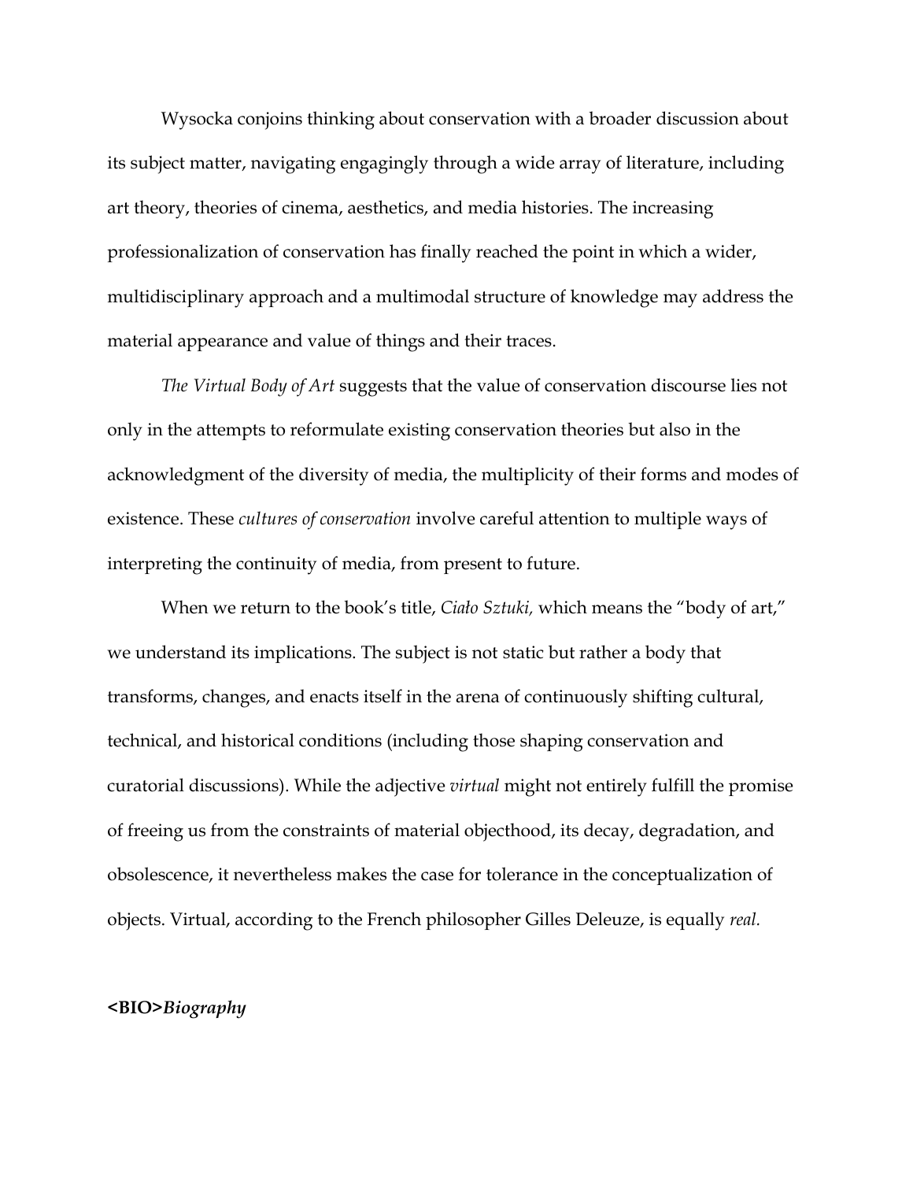Wysocka conjoins thinking about conservation with a broader discussion about its subject matter, navigating engagingly through a wide array of literature, including art theory, theories of cinema, aesthetics, and media histories. The increasing professionalization of conservation has finally reached the point in which a wider, multidisciplinary approach and a multimodal structure of knowledge may address the material appearance and value of things and their traces.

*The Virtual Body of Art* suggests that the value of conservation discourse lies not only in the attempts to reformulate existing conservation theories but also in the acknowledgment of the diversity of media, the multiplicity of their forms and modes of existence. These *cultures of conservation* involve careful attention to multiple ways of interpreting the continuity of media, from present to future.

When we return to the book's title, *Ciało Sztuki,* which means the "body of art," we understand its implications. The subject is not static but rather a body that transforms, changes, and enacts itself in the arena of continuously shifting cultural, technical, and historical conditions (including those shaping conservation and curatorial discussions). While the adjective *virtual* might not entirely fulfill the promise of freeing us from the constraints of material objecthood, its decay, degradation, and obsolescence, it nevertheless makes the case for tolerance in the conceptualization of objects. Virtual, according to the French philosopher Gilles Deleuze, is equally *real.*

**<BIO>*Biography***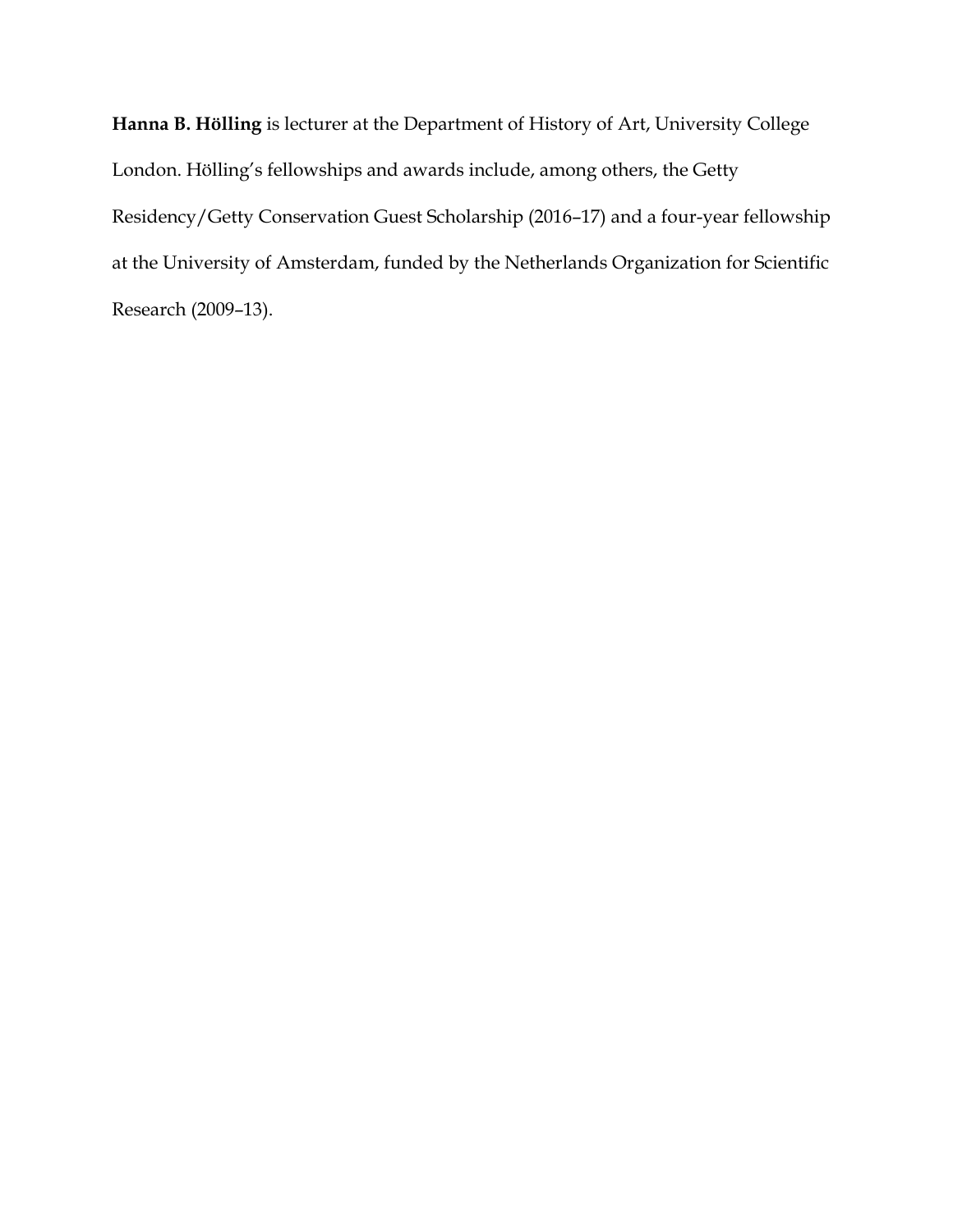**Hanna B. Hölling** is lecturer at the Department of History of Art, University College London. Hölling's fellowships and awards include, among others, the Getty Residency/Getty Conservation Guest Scholarship (2016–17) and a four-year fellowship at the University of Amsterdam, funded by the Netherlands Organization for Scientific Research (2009–13).